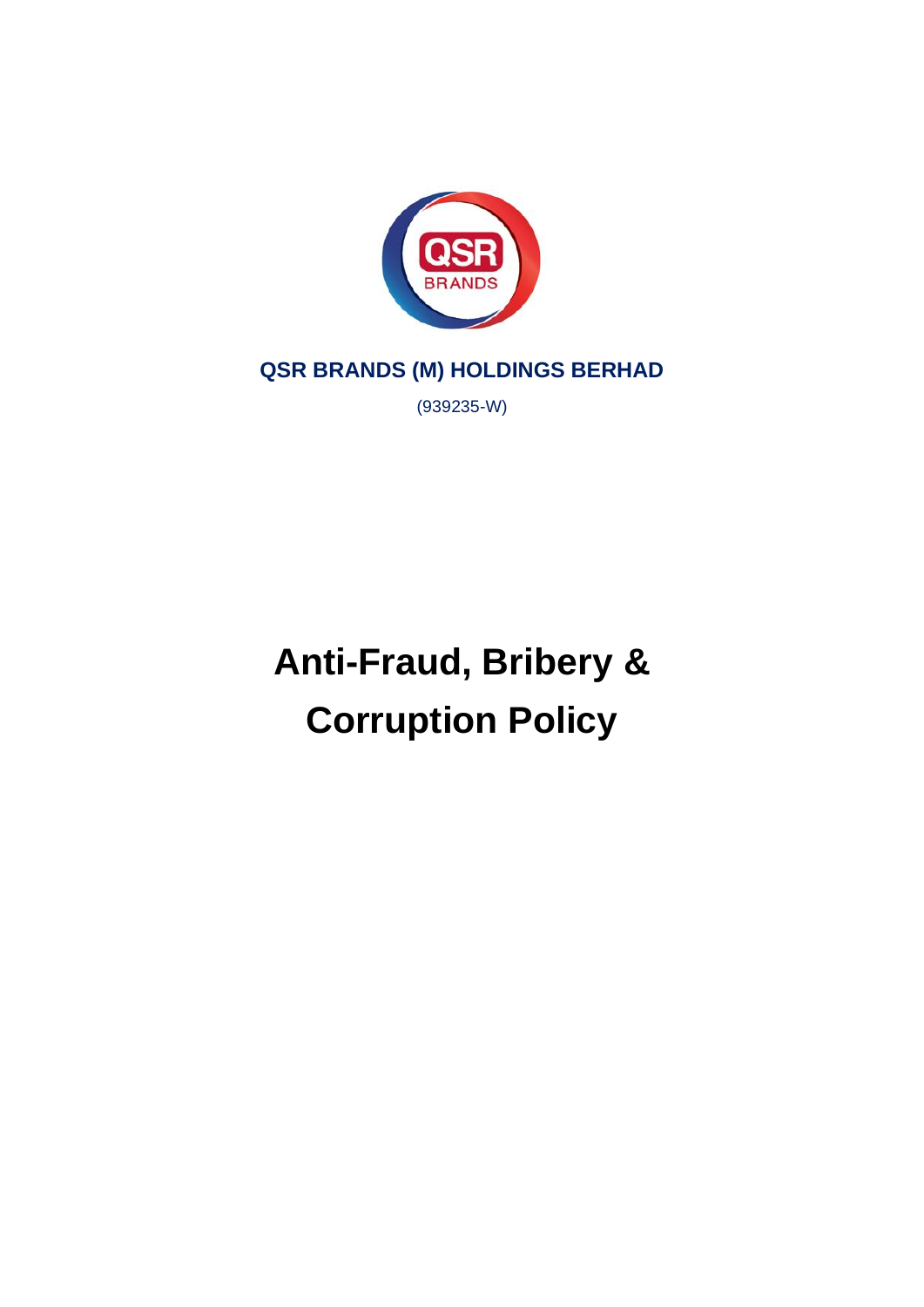**QSR BRANDS (M) HOLDINGS BERHAD**

(939235-W)

# Anti-Fraud, Bribery & Corruption Policy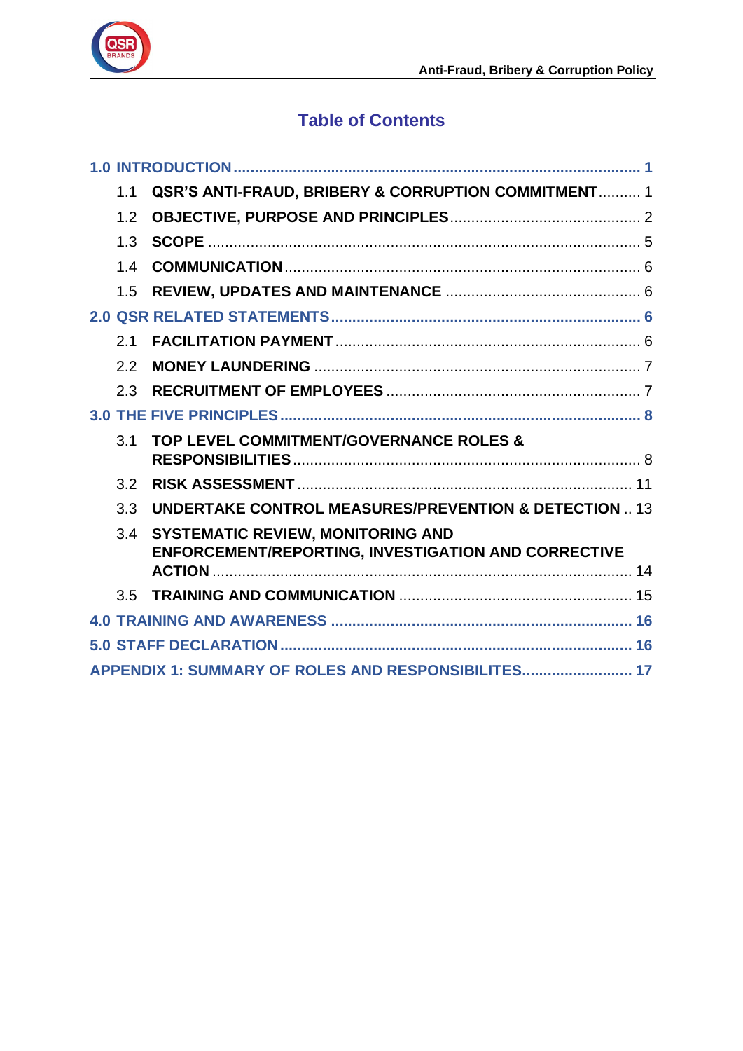# Table of Contents

**1.0 INTRODUCTION** ........ **1**

- 1.1 **QSR'S ANTI-FRAUD, BRIBERY & CORRUPTION COMMITMENT** ........ 1
- 1.2 **OBJECTIVE, PURPOSE AND PRINCIPLES** ........ 2
- 1.3 **SCOPE** ........ 5
- 1.4 **COMMUNICATION** ........ 6
- 1.5 **REVIEW, UPDATES AND MAINTENANCE** ........ 6

**2.0 QSR RELATED STATEMENTS** ........ **6**

- 2.1 **FACILITATION PAYMENT** ........ 6
- 2.2 **MONEY LAUNDERING** ........ 7
- 2.3 **RECRUITMENT OF EMPLOYEES** ........ 7

**3.0 THE FIVE PRINCIPLES** ........ **8**

- 3.1 **TOP LEVEL COMMITMENT/GOVERNANCE ROLES & RESPONSIBILITIES** ........ 8
- 3.2 **RISK ASSESSMENT** ........ 11
- 3.3 **UNDERTAKE CONTROL MEASURES/PREVENTION & DETECTION** .. 13
- 3.4 **SYSTEMATIC REVIEW, MONITORING AND ENFORCEMENT/REPORTING, INVESTIGATION AND CORRECTIVE ACTION** ........ 14
- 3.5 **TRAINING AND COMMUNICATION** ........ 15

**4.0 TRAINING AND AWARENESS** ........ **16**

**5.0 STAFF DECLARATION** ........ **16**

**APPENDIX 1: SUMMARY OF ROLES AND RESPONSIBILITES** ........ **17**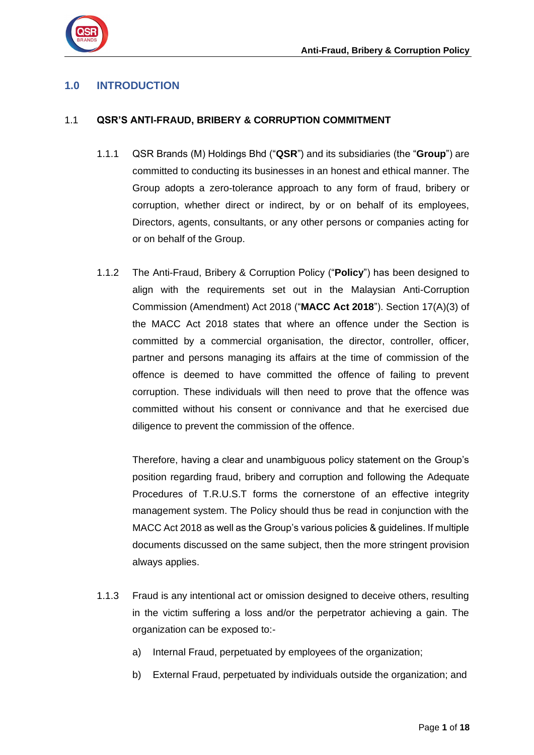## 1.0 INTRODUCTION

### 1.1 QSR'S ANTI-FRAUD, BRIBERY & CORRUPTION COMMITMENT

1.1.1 QSR Brands (M) Holdings Bhd ("**QSR**") and its subsidiaries (the "**Group**") are committed to conducting its businesses in an honest and ethical manner. The Group adopts a zero-tolerance approach to any form of fraud, bribery or corruption, whether direct or indirect, by or on behalf of its employees, Directors, agents, consultants, or any other persons or companies acting for or on behalf of the Group.

1.1.2 The Anti-Fraud, Bribery & Corruption Policy ("**Policy**") has been designed to align with the requirements set out in the Malaysian Anti-Corruption Commission (Amendment) Act 2018 ("**MACC Act 2018**"). Section 17(A)(3) of the MACC Act 2018 states that where an offence under the Section is committed by a commercial organisation, the director, controller, officer, partner and persons managing its affairs at the time of commission of the offence is deemed to have committed the offence of failing to prevent corruption. These individuals will then need to prove that the offence was committed without his consent or connivance and that he exercised due diligence to prevent the commission of the offence.

Therefore, having a clear and unambiguous policy statement on the Group's position regarding fraud, bribery and corruption and following the Adequate Procedures of T.R.U.S.T forms the cornerstone of an effective integrity management system. The Policy should thus be read in conjunction with the MACC Act 2018 as well as the Group's various policies & guidelines. If multiple documents discussed on the same subject, then the more stringent provision always applies.

1.1.3 Fraud is any intentional act or omission designed to deceive others, resulting in the victim suffering a loss and/or the perpetrator achieving a gain. The organization can be exposed to:-

a) Internal Fraud, perpetuated by employees of the organization;

b) External Fraud, perpetuated by individuals outside the organization; and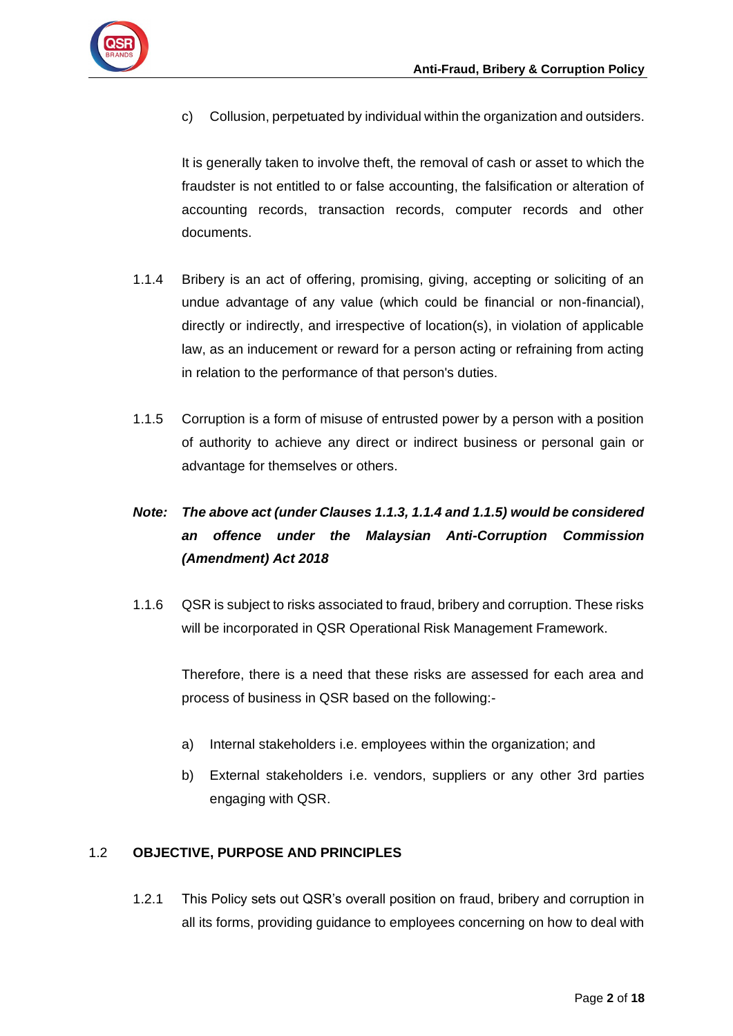c) Collusion, perpetuated by individual within the organization and outsiders.

It is generally taken to involve theft, the removal of cash or asset to which the fraudster is not entitled to or false accounting, the falsification or alteration of accounting records, transaction records, computer records and other documents.

1.1.4 Bribery is an act of offering, promising, giving, accepting or soliciting of an undue advantage of any value (which could be financial or non-financial), directly or indirectly, and irrespective of location(s), in violation of applicable law, as an inducement or reward for a person acting or refraining from acting in relation to the performance of that person's duties.

1.1.5 Corruption is a form of misuse of entrusted power by a person with a position of authority to achieve any direct or indirect business or personal gain or advantage for themselves or others.

***Note: The above act (under Clauses 1.1.3, 1.1.4 and 1.1.5) would be considered an offence under the Malaysian Anti-Corruption Commission (Amendment) Act 2018***

1.1.6 QSR is subject to risks associated to fraud, bribery and corruption. These risks will be incorporated in QSR Operational Risk Management Framework.

Therefore, there is a need that these risks are assessed for each area and process of business in QSR based on the following:-

a) Internal stakeholders i.e. employees within the organization; and

b) External stakeholders i.e. vendors, suppliers or any other 3rd parties engaging with QSR.

## 1.2 OBJECTIVE, PURPOSE AND PRINCIPLES

1.2.1 This Policy sets out QSR's overall position on fraud, bribery and corruption in all its forms, providing guidance to employees concerning on how to deal with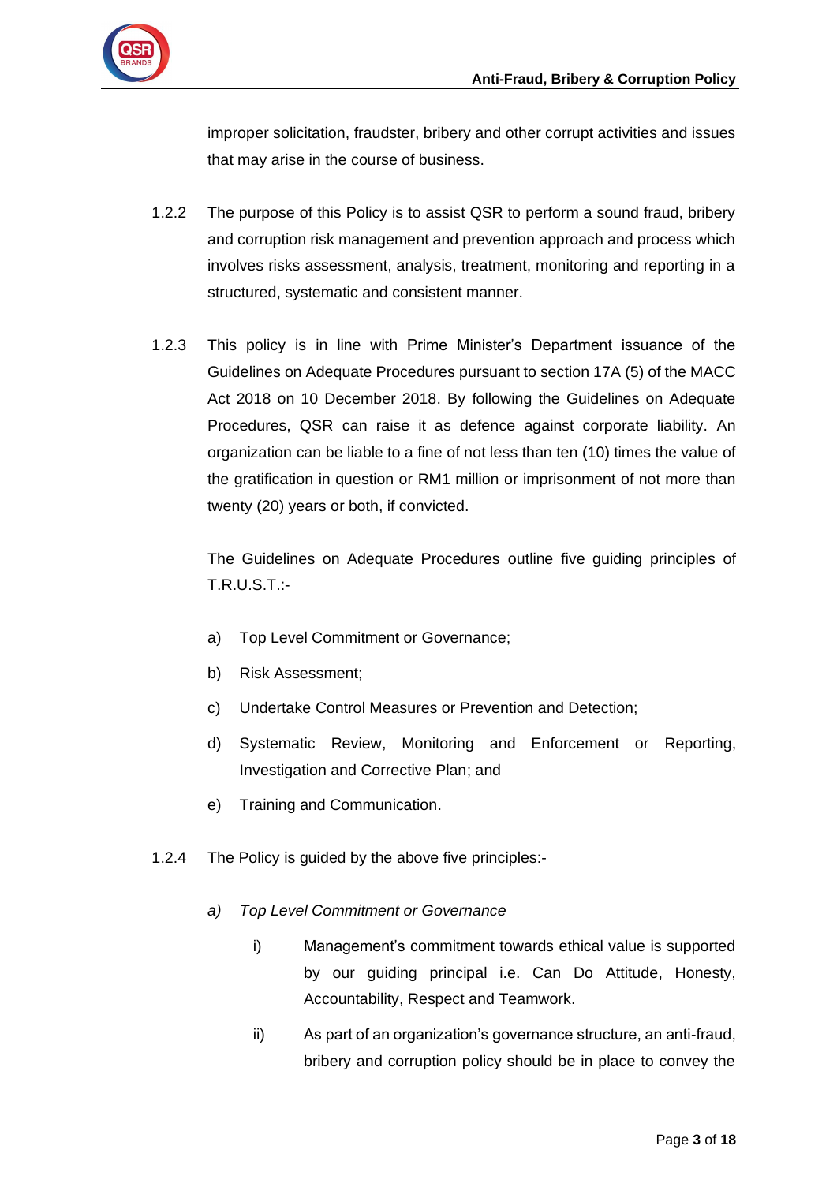improper solicitation, fraudster, bribery and other corrupt activities and issues that may arise in the course of business.

1.2.2 The purpose of this Policy is to assist QSR to perform a sound fraud, bribery and corruption risk management and prevention approach and process which involves risks assessment, analysis, treatment, monitoring and reporting in a structured, systematic and consistent manner.

1.2.3 This policy is in line with Prime Minister's Department issuance of the Guidelines on Adequate Procedures pursuant to section 17A (5) of the MACC Act 2018 on 10 December 2018. By following the Guidelines on Adequate Procedures, QSR can raise it as defence against corporate liability. An organization can be liable to a fine of not less than ten (10) times the value of the gratification in question or RM1 million or imprisonment of not more than twenty (20) years or both, if convicted.

The Guidelines on Adequate Procedures outline five guiding principles of T.R.U.S.T.:-

a) Top Level Commitment or Governance;

b) Risk Assessment;

c) Undertake Control Measures or Prevention and Detection;

d) Systematic Review, Monitoring and Enforcement or Reporting, Investigation and Corrective Plan; and

e) Training and Communication.

1.2.4 The Policy is guided by the above five principles:-

*a) Top Level Commitment or Governance*

i) Management's commitment towards ethical value is supported by our guiding principal i.e. Can Do Attitude, Honesty, Accountability, Respect and Teamwork.

ii) As part of an organization's governance structure, an anti-fraud, bribery and corruption policy should be in place to convey the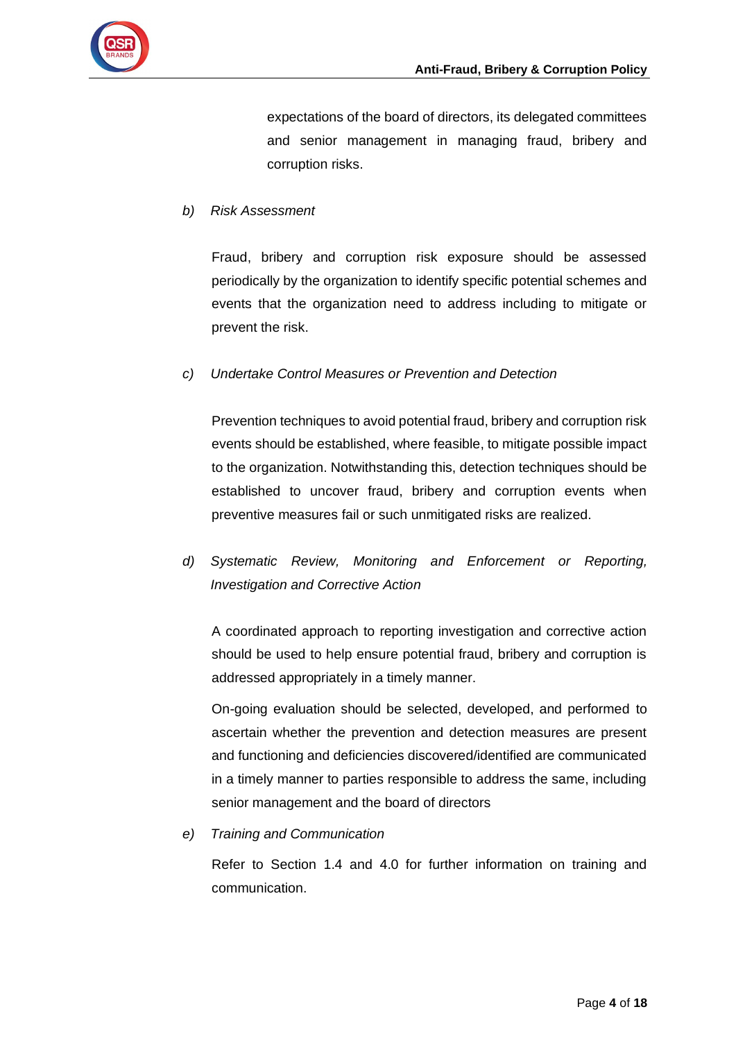expectations of the board of directors, its delegated committees and senior management in managing fraud, bribery and corruption risks.

b) *Risk Assessment*

Fraud, bribery and corruption risk exposure should be assessed periodically by the organization to identify specific potential schemes and events that the organization need to address including to mitigate or prevent the risk.

c) *Undertake Control Measures or Prevention and Detection*

Prevention techniques to avoid potential fraud, bribery and corruption risk events should be established, where feasible, to mitigate possible impact to the organization. Notwithstanding this, detection techniques should be established to uncover fraud, bribery and corruption events when preventive measures fail or such unmitigated risks are realized.

d) *Systematic Review, Monitoring and Enforcement or Reporting, Investigation and Corrective Action*

A coordinated approach to reporting investigation and corrective action should be used to help ensure potential fraud, bribery and corruption is addressed appropriately in a timely manner.

On-going evaluation should be selected, developed, and performed to ascertain whether the prevention and detection measures are present and functioning and deficiencies discovered/identified are communicated in a timely manner to parties responsible to address the same, including senior management and the board of directors

e) *Training and Communication*

Refer to Section 1.4 and 4.0 for further information on training and communication.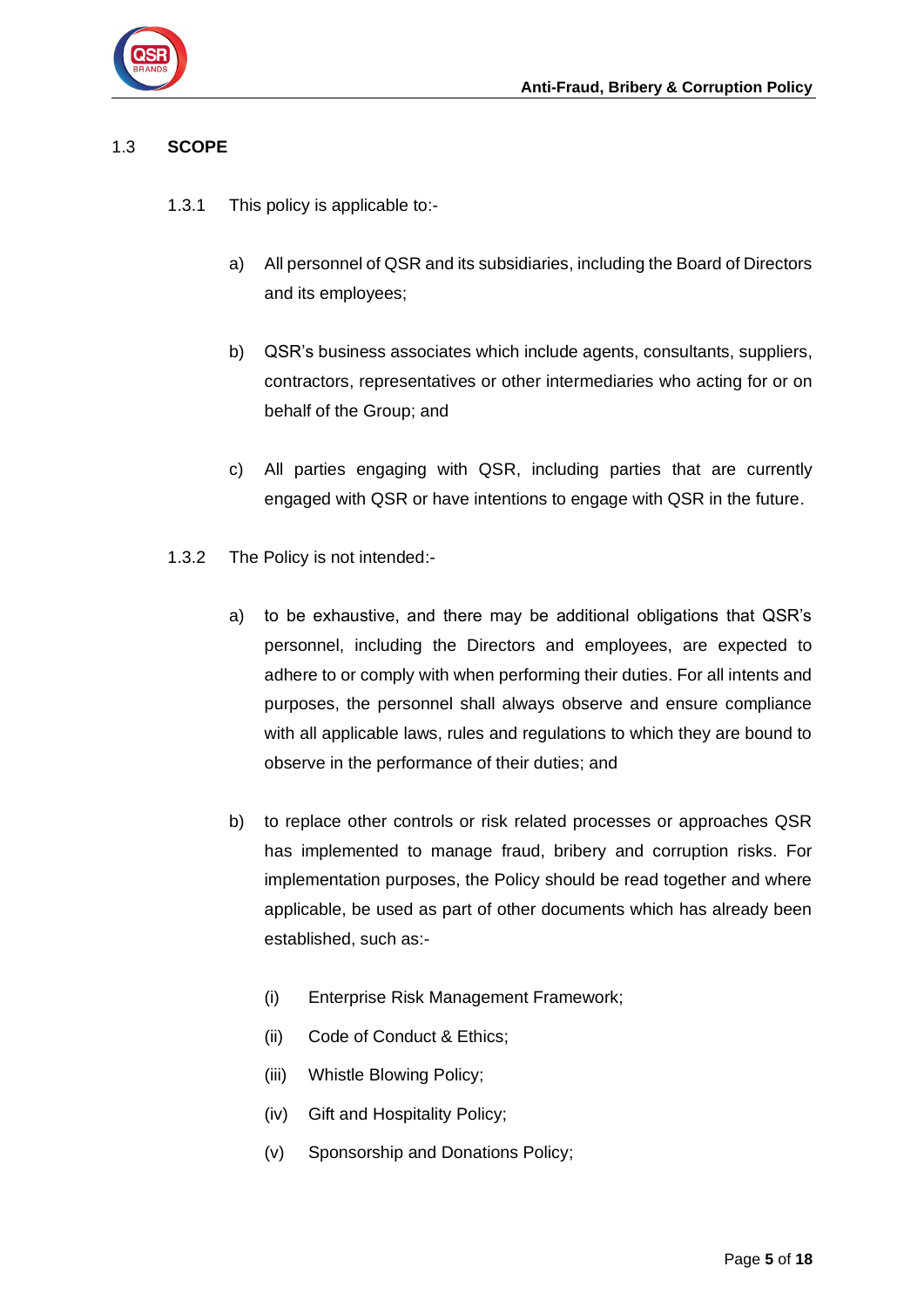## 1.3 SCOPE

1.3.1 This policy is applicable to:-

a) All personnel of QSR and its subsidiaries, including the Board of Directors and its employees;

b) QSR's business associates which include agents, consultants, suppliers, contractors, representatives or other intermediaries who acting for or on behalf of the Group; and

c) All parties engaging with QSR, including parties that are currently engaged with QSR or have intentions to engage with QSR in the future.

1.3.2 The Policy is not intended:-

a) to be exhaustive, and there may be additional obligations that QSR's personnel, including the Directors and employees, are expected to adhere to or comply with when performing their duties. For all intents and purposes, the personnel shall always observe and ensure compliance with all applicable laws, rules and regulations to which they are bound to observe in the performance of their duties; and

b) to replace other controls or risk related processes or approaches QSR has implemented to manage fraud, bribery and corruption risks. For implementation purposes, the Policy should be read together and where applicable, be used as part of other documents which has already been established, such as:-

(i) Enterprise Risk Management Framework;

(ii) Code of Conduct & Ethics;

(iii) Whistle Blowing Policy;

(iv) Gift and Hospitality Policy;

(v) Sponsorship and Donations Policy;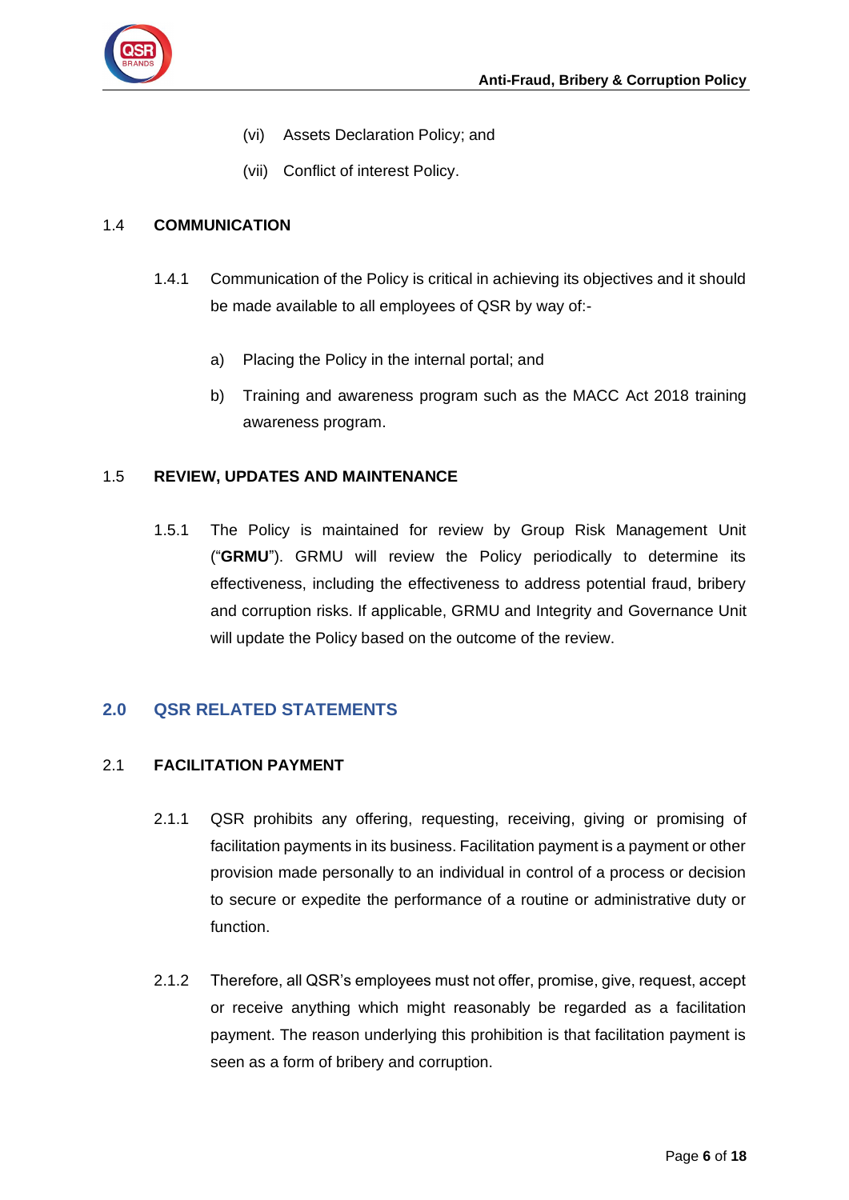(vi) Assets Declaration Policy; and

(vii) Conflict of interest Policy.

### 1.4 COMMUNICATION

1.4.1 Communication of the Policy is critical in achieving its objectives and it should be made available to all employees of QSR by way of:-

a) Placing the Policy in the internal portal; and

b) Training and awareness program such as the MACC Act 2018 training awareness program.

### 1.5 REVIEW, UPDATES AND MAINTENANCE

1.5.1 The Policy is maintained for review by Group Risk Management Unit ("**GRMU**"). GRMU will review the Policy periodically to determine its effectiveness, including the effectiveness to address potential fraud, bribery and corruption risks. If applicable, GRMU and Integrity and Governance Unit will update the Policy based on the outcome of the review.

## 2.0 QSR RELATED STATEMENTS

### 2.1 FACILITATION PAYMENT

2.1.1 QSR prohibits any offering, requesting, receiving, giving or promising of facilitation payments in its business. Facilitation payment is a payment or other provision made personally to an individual in control of a process or decision to secure or expedite the performance of a routine or administrative duty or function.

2.1.2 Therefore, all QSR's employees must not offer, promise, give, request, accept or receive anything which might reasonably be regarded as a facilitation payment. The reason underlying this prohibition is that facilitation payment is seen as a form of bribery and corruption.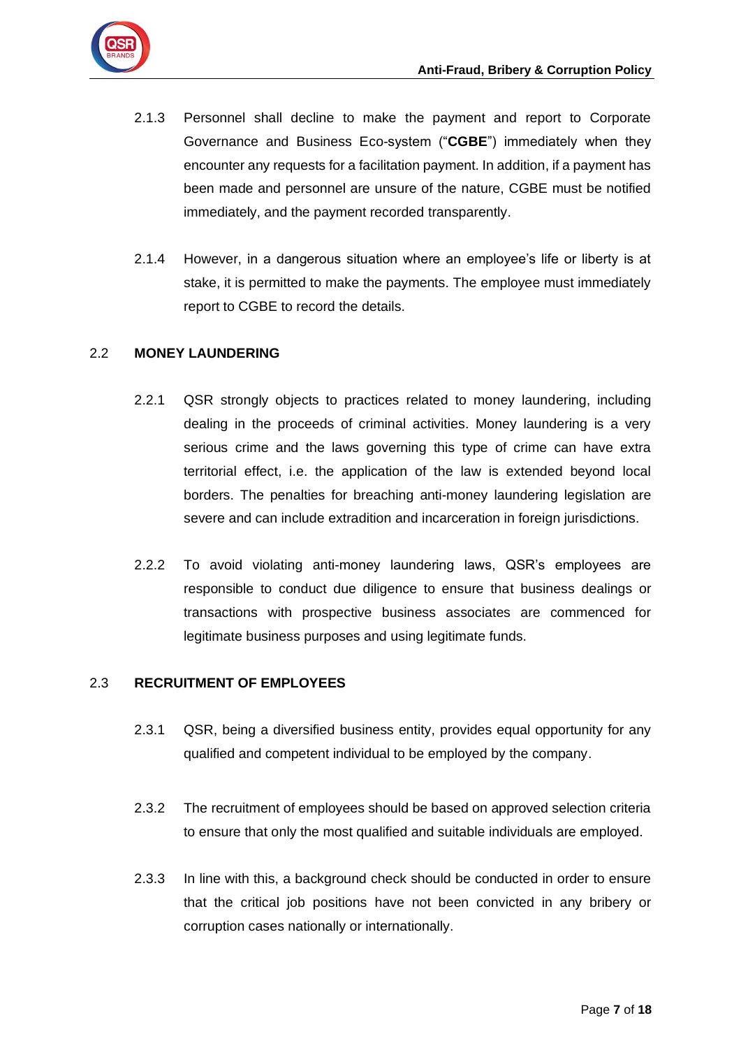2.1.3 Personnel shall decline to make the payment and report to Corporate Governance and Business Eco-system ("**CGBE**") immediately when they encounter any requests for a facilitation payment. In addition, if a payment has been made and personnel are unsure of the nature, CGBE must be notified immediately, and the payment recorded transparently.

2.1.4 However, in a dangerous situation where an employee's life or liberty is at stake, it is permitted to make the payments. The employee must immediately report to CGBE to record the details.

## 2.2 MONEY LAUNDERING

2.2.1 QSR strongly objects to practices related to money laundering, including dealing in the proceeds of criminal activities. Money laundering is a very serious crime and the laws governing this type of crime can have extra territorial effect, i.e. the application of the law is extended beyond local borders. The penalties for breaching anti-money laundering legislation are severe and can include extradition and incarceration in foreign jurisdictions.

2.2.2 To avoid violating anti-money laundering laws, QSR's employees are responsible to conduct due diligence to ensure that business dealings or transactions with prospective business associates are commenced for legitimate business purposes and using legitimate funds.

## 2.3 RECRUITMENT OF EMPLOYEES

2.3.1 QSR, being a diversified business entity, provides equal opportunity for any qualified and competent individual to be employed by the company.

2.3.2 The recruitment of employees should be based on approved selection criteria to ensure that only the most qualified and suitable individuals are employed.

2.3.3 In line with this, a background check should be conducted in order to ensure that the critical job positions have not been convicted in any bribery or corruption cases nationally or internationally.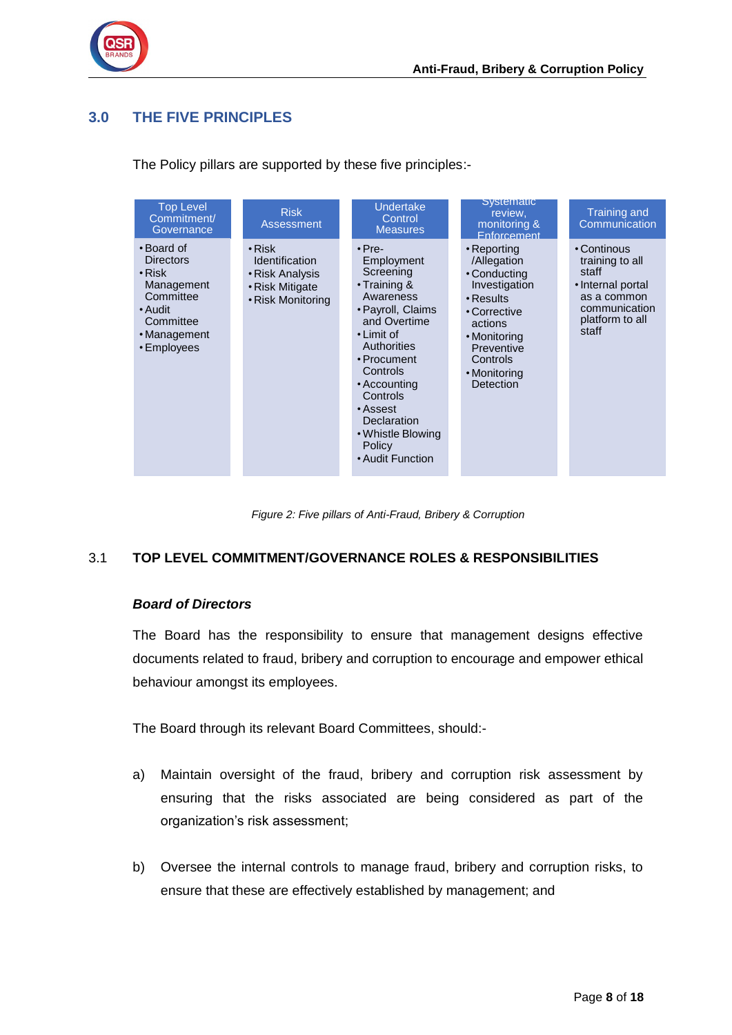## 3.0 THE FIVE PRINCIPLES

The Policy pillars are supported by these five principles:-

| Top Level Commitment/ Governance | Risk Assessment | Undertake Control Measures | Systematic review, monitoring & Enforcement | Training and Communication |
|---|---|---|---|---|
| • Board of Directors<br>• Risk Management Committee<br>• Audit Committee<br>• Management<br>• Employees | • Risk Identification<br>• Risk Analysis<br>• Risk Mitigate<br>• Risk Monitoring | • Pre-Employment Screening<br>• Training & Awareness<br>• Payroll, Claims and Overtime<br>• Limit of Authorities<br>• Procument Controls<br>• Accounting Controls<br>• Assest Declaration<br>• Whistle Blowing Policy<br>• Audit Function | • Reporting /Allegation<br>• Conducting Investigation<br>• Results<br>• Corrective actions<br>• Monitoring Preventive Controls<br>• Monitoring Detection | • Continous training to all staff<br>• Internal portal as a common communication platform to all staff |

*Figure 2: Five pillars of Anti-Fraud, Bribery & Corruption*

### 3.1 TOP LEVEL COMMITMENT/GOVERNANCE ROLES & RESPONSIBILITIES

***Board of Directors***

The Board has the responsibility to ensure that management designs effective documents related to fraud, bribery and corruption to encourage and empower ethical behaviour amongst its employees.

The Board through its relevant Board Committees, should:-

a) Maintain oversight of the fraud, bribery and corruption risk assessment by ensuring that the risks associated are being considered as part of the organization's risk assessment;

b) Oversee the internal controls to manage fraud, bribery and corruption risks, to ensure that these are effectively established by management; and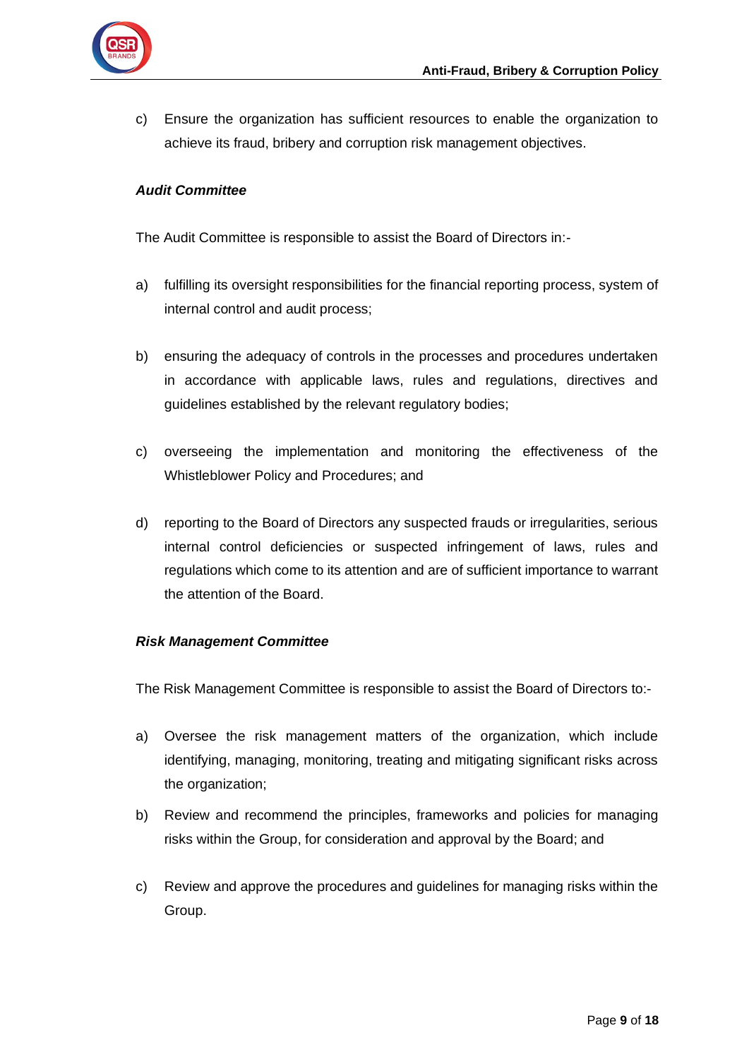c) Ensure the organization has sufficient resources to enable the organization to achieve its fraud, bribery and corruption risk management objectives.

***Audit Committee***

The Audit Committee is responsible to assist the Board of Directors in:-

a) fulfilling its oversight responsibilities for the financial reporting process, system of internal control and audit process;

b) ensuring the adequacy of controls in the processes and procedures undertaken in accordance with applicable laws, rules and regulations, directives and guidelines established by the relevant regulatory bodies;

c) overseeing the implementation and monitoring the effectiveness of the Whistleblower Policy and Procedures; and

d) reporting to the Board of Directors any suspected frauds or irregularities, serious internal control deficiencies or suspected infringement of laws, rules and regulations which come to its attention and are of sufficient importance to warrant the attention of the Board.

***Risk Management Committee***

The Risk Management Committee is responsible to assist the Board of Directors to:-

a) Oversee the risk management matters of the organization, which include identifying, managing, monitoring, treating and mitigating significant risks across the organization;

b) Review and recommend the principles, frameworks and policies for managing risks within the Group, for consideration and approval by the Board; and

c) Review and approve the procedures and guidelines for managing risks within the Group.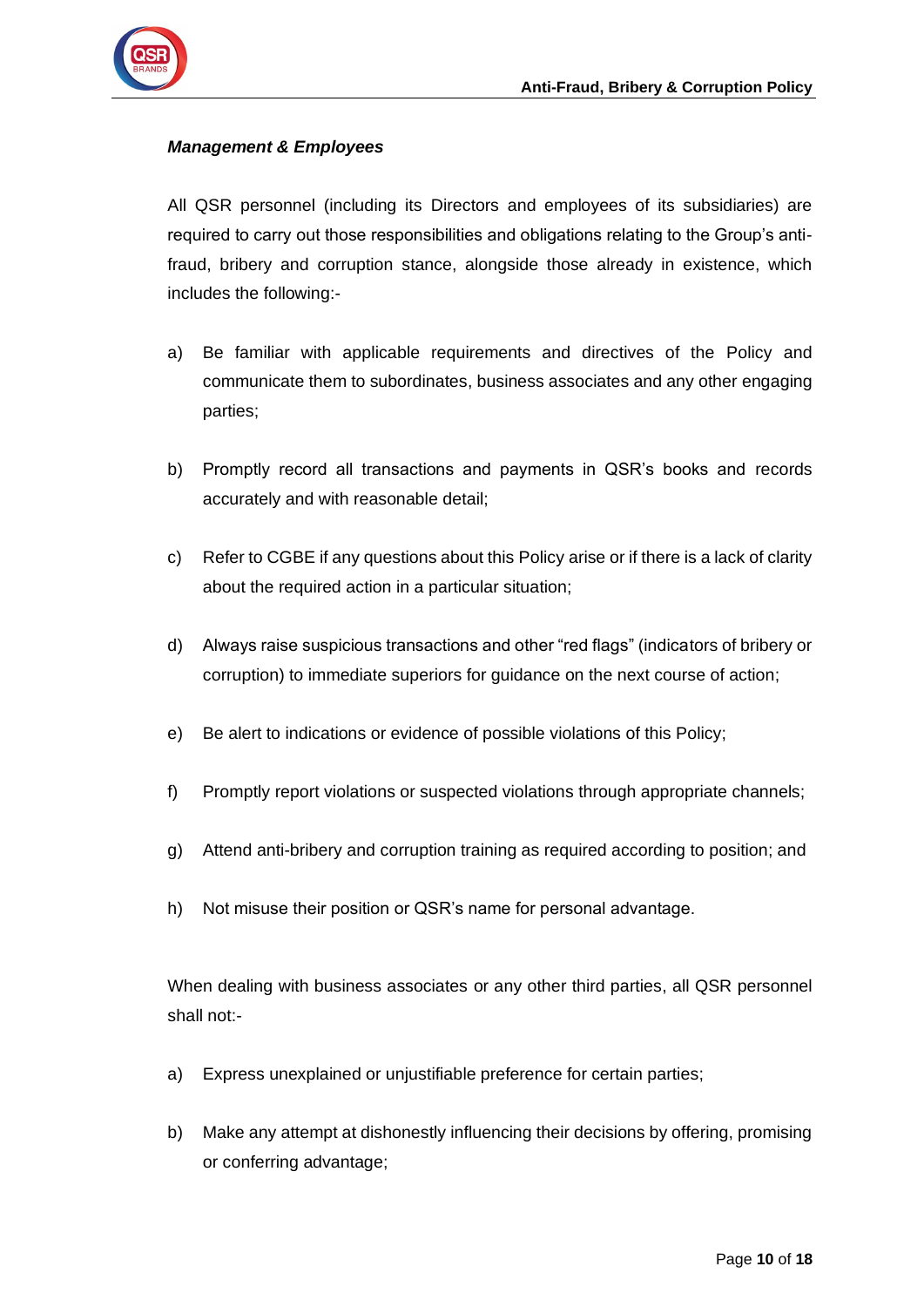***Management & Employees***

All QSR personnel (including its Directors and employees of its subsidiaries) are required to carry out those responsibilities and obligations relating to the Group's anti-fraud, bribery and corruption stance, alongside those already in existence, which includes the following:-

a) Be familiar with applicable requirements and directives of the Policy and communicate them to subordinates, business associates and any other engaging parties;

b) Promptly record all transactions and payments in QSR's books and records accurately and with reasonable detail;

c) Refer to CGBE if any questions about this Policy arise or if there is a lack of clarity about the required action in a particular situation;

d) Always raise suspicious transactions and other "red flags" (indicators of bribery or corruption) to immediate superiors for guidance on the next course of action;

e) Be alert to indications or evidence of possible violations of this Policy;

f) Promptly report violations or suspected violations through appropriate channels;

g) Attend anti-bribery and corruption training as required according to position; and

h) Not misuse their position or QSR's name for personal advantage.

When dealing with business associates or any other third parties, all QSR personnel shall not:-

a) Express unexplained or unjustifiable preference for certain parties;

b) Make any attempt at dishonestly influencing their decisions by offering, promising or conferring advantage;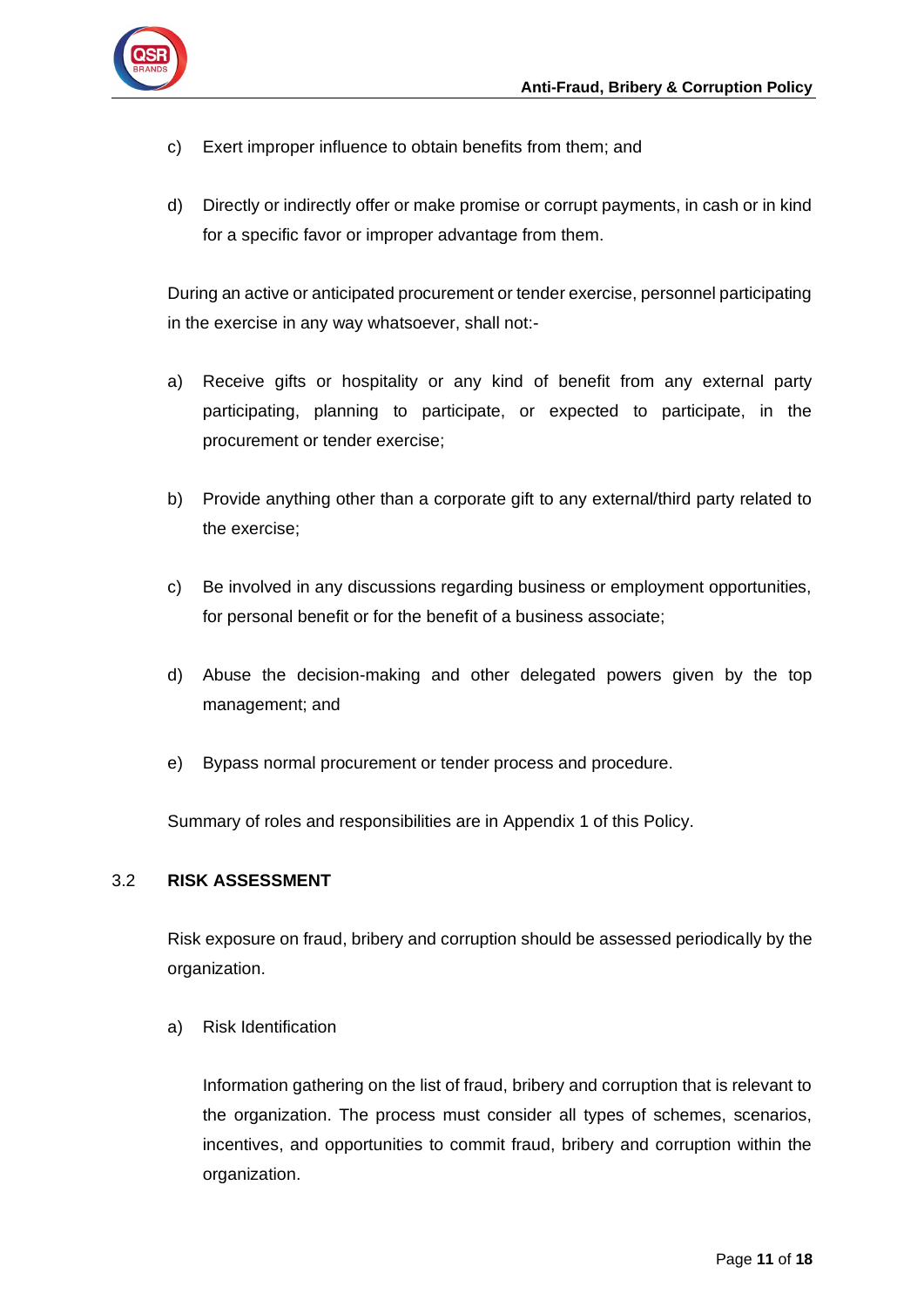c) Exert improper influence to obtain benefits from them; and

d) Directly or indirectly offer or make promise or corrupt payments, in cash or in kind for a specific favor or improper advantage from them.

During an active or anticipated procurement or tender exercise, personnel participating in the exercise in any way whatsoever, shall not:-

a) Receive gifts or hospitality or any kind of benefit from any external party participating, planning to participate, or expected to participate, in the procurement or tender exercise;

b) Provide anything other than a corporate gift to any external/third party related to the exercise;

c) Be involved in any discussions regarding business or employment opportunities, for personal benefit or for the benefit of a business associate;

d) Abuse the decision-making and other delegated powers given by the top management; and

e) Bypass normal procurement or tender process and procedure.

Summary of roles and responsibilities are in Appendix 1 of this Policy.

## 3.2 RISK ASSESSMENT

Risk exposure on fraud, bribery and corruption should be assessed periodically by the organization.

a) Risk Identification

Information gathering on the list of fraud, bribery and corruption that is relevant to the organization. The process must consider all types of schemes, scenarios, incentives, and opportunities to commit fraud, bribery and corruption within the organization.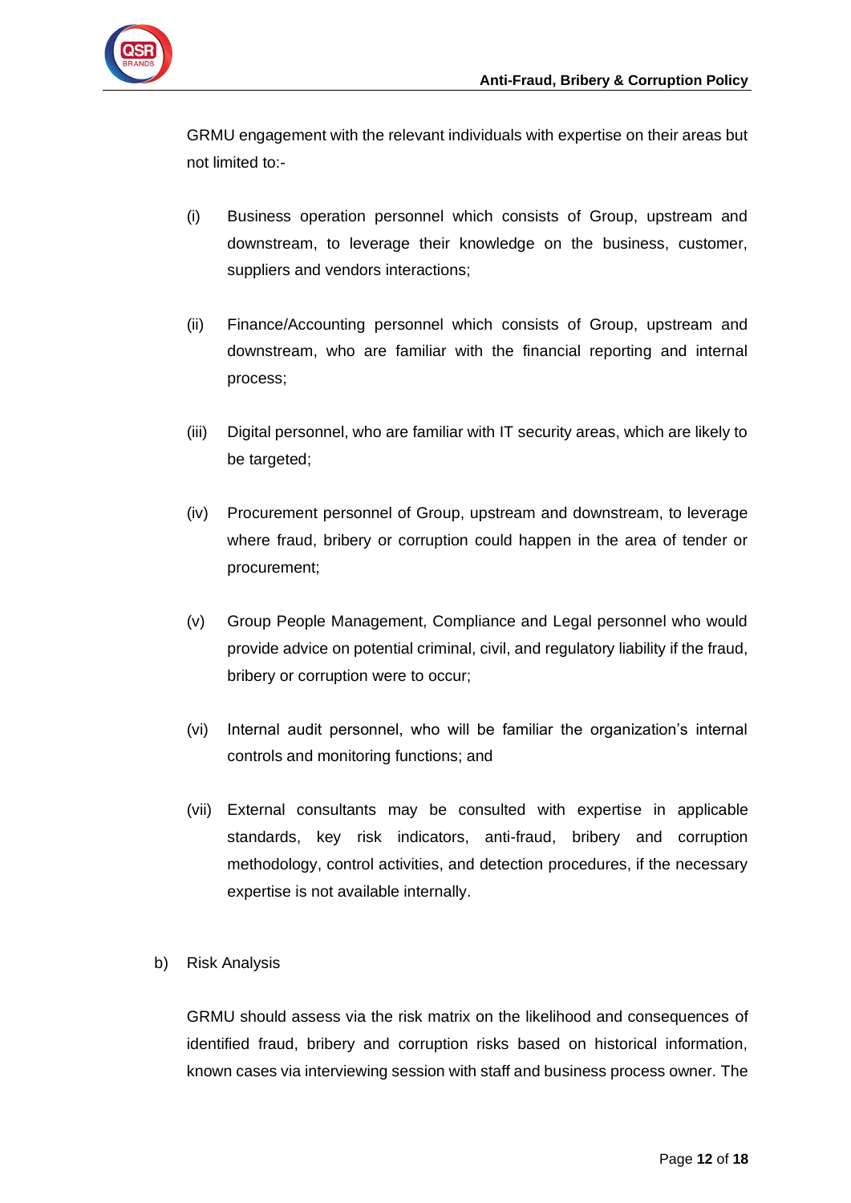GRMU engagement with the relevant individuals with expertise on their areas but not limited to:-

(i) Business operation personnel which consists of Group, upstream and downstream, to leverage their knowledge on the business, customer, suppliers and vendors interactions;

(ii) Finance/Accounting personnel which consists of Group, upstream and downstream, who are familiar with the financial reporting and internal process;

(iii) Digital personnel, who are familiar with IT security areas, which are likely to be targeted;

(iv) Procurement personnel of Group, upstream and downstream, to leverage where fraud, bribery or corruption could happen in the area of tender or procurement;

(v) Group People Management, Compliance and Legal personnel who would provide advice on potential criminal, civil, and regulatory liability if the fraud, bribery or corruption were to occur;

(vi) Internal audit personnel, who will be familiar the organization's internal controls and monitoring functions; and

(vii) External consultants may be consulted with expertise in applicable standards, key risk indicators, anti-fraud, bribery and corruption methodology, control activities, and detection procedures, if the necessary expertise is not available internally.

b) Risk Analysis

GRMU should assess via the risk matrix on the likelihood and consequences of identified fraud, bribery and corruption risks based on historical information, known cases via interviewing session with staff and business process owner. The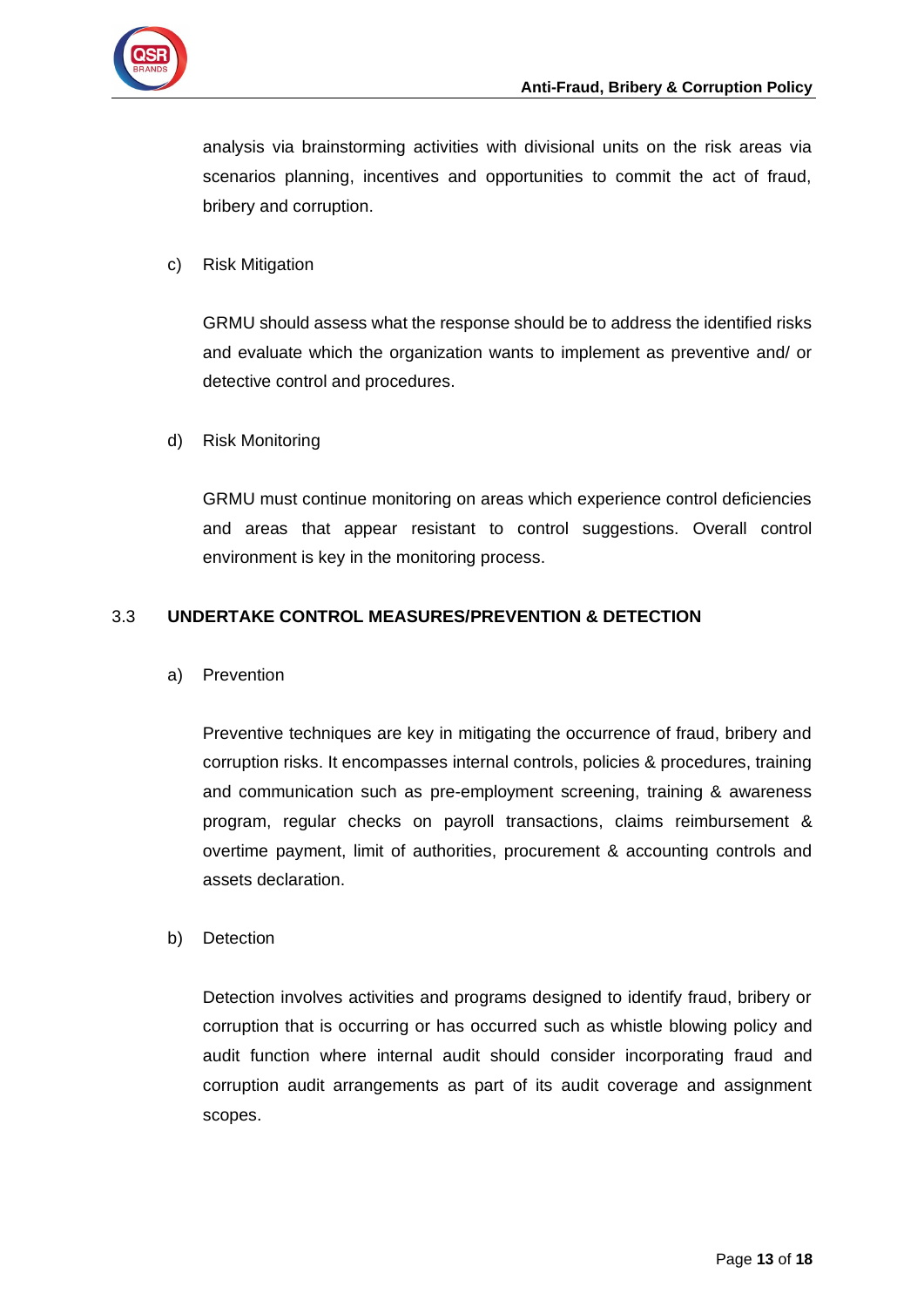analysis via brainstorming activities with divisional units on the risk areas via scenarios planning, incentives and opportunities to commit the act of fraud, bribery and corruption.

c) Risk Mitigation

GRMU should assess what the response should be to address the identified risks and evaluate which the organization wants to implement as preventive and/ or detective control and procedures.

d) Risk Monitoring

GRMU must continue monitoring on areas which experience control deficiencies and areas that appear resistant to control suggestions. Overall control environment is key in the monitoring process.

### 3.3 UNDERTAKE CONTROL MEASURES/PREVENTION & DETECTION

a) Prevention

Preventive techniques are key in mitigating the occurrence of fraud, bribery and corruption risks. It encompasses internal controls, policies & procedures, training and communication such as pre-employment screening, training & awareness program, regular checks on payroll transactions, claims reimbursement & overtime payment, limit of authorities, procurement & accounting controls and assets declaration.

b) Detection

Detection involves activities and programs designed to identify fraud, bribery or corruption that is occurring or has occurred such as whistle blowing policy and audit function where internal audit should consider incorporating fraud and corruption audit arrangements as part of its audit coverage and assignment scopes.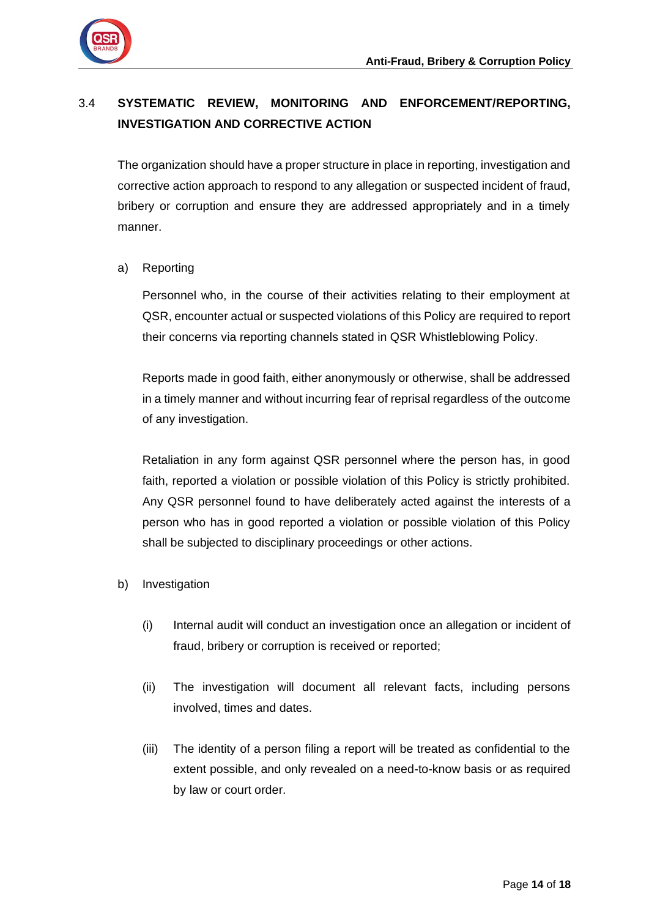### 3.4 SYSTEMATIC REVIEW, MONITORING AND ENFORCEMENT/REPORTING, INVESTIGATION AND CORRECTIVE ACTION

The organization should have a proper structure in place in reporting, investigation and corrective action approach to respond to any allegation or suspected incident of fraud, bribery or corruption and ensure they are addressed appropriately and in a timely manner.

a) Reporting

Personnel who, in the course of their activities relating to their employment at QSR, encounter actual or suspected violations of this Policy are required to report their concerns via reporting channels stated in QSR Whistleblowing Policy.

Reports made in good faith, either anonymously or otherwise, shall be addressed in a timely manner and without incurring fear of reprisal regardless of the outcome of any investigation.

Retaliation in any form against QSR personnel where the person has, in good faith, reported a violation or possible violation of this Policy is strictly prohibited. Any QSR personnel found to have deliberately acted against the interests of a person who has in good reported a violation or possible violation of this Policy shall be subjected to disciplinary proceedings or other actions.

b) Investigation

(i) Internal audit will conduct an investigation once an allegation or incident of fraud, bribery or corruption is received or reported;

(ii) The investigation will document all relevant facts, including persons involved, times and dates.

(iii) The identity of a person filing a report will be treated as confidential to the extent possible, and only revealed on a need-to-know basis or as required by law or court order.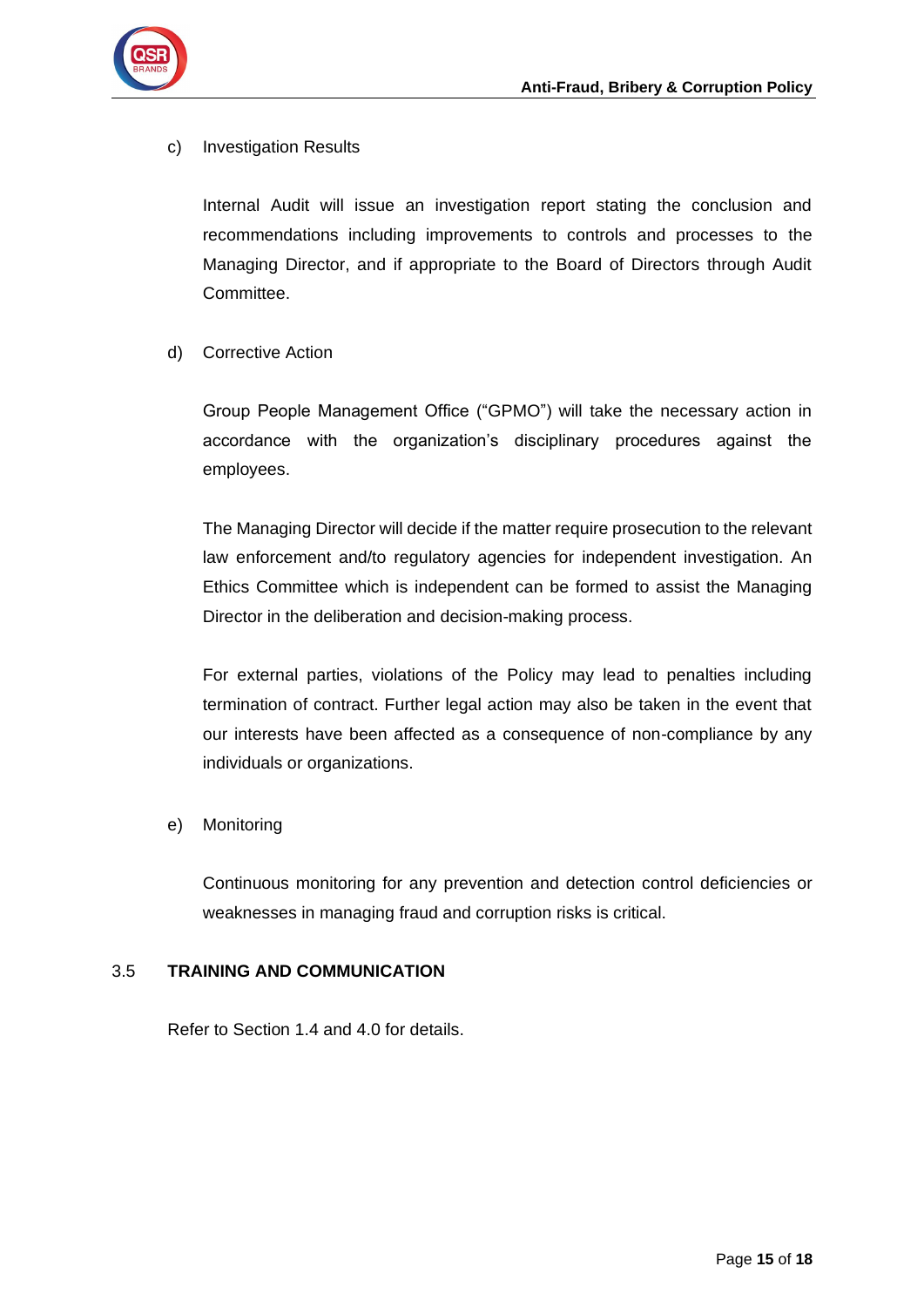c) Investigation Results

Internal Audit will issue an investigation report stating the conclusion and recommendations including improvements to controls and processes to the Managing Director, and if appropriate to the Board of Directors through Audit Committee.

d) Corrective Action

Group People Management Office ("GPMO") will take the necessary action in accordance with the organization's disciplinary procedures against the employees.

The Managing Director will decide if the matter require prosecution to the relevant law enforcement and/to regulatory agencies for independent investigation. An Ethics Committee which is independent can be formed to assist the Managing Director in the deliberation and decision-making process.

For external parties, violations of the Policy may lead to penalties including termination of contract. Further legal action may also be taken in the event that our interests have been affected as a consequence of non-compliance by any individuals or organizations.

e) Monitoring

Continuous monitoring for any prevention and detection control deficiencies or weaknesses in managing fraud and corruption risks is critical.

## 3.5 TRAINING AND COMMUNICATION

Refer to Section 1.4 and 4.0 for details.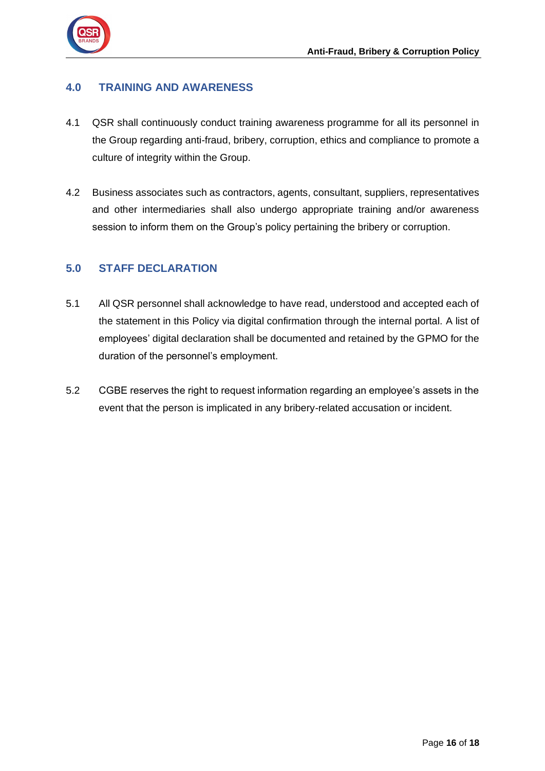## 4.0 TRAINING AND AWARENESS

4.1 QSR shall continuously conduct training awareness programme for all its personnel in the Group regarding anti-fraud, bribery, corruption, ethics and compliance to promote a culture of integrity within the Group.

4.2 Business associates such as contractors, agents, consultant, suppliers, representatives and other intermediaries shall also undergo appropriate training and/or awareness session to inform them on the Group's policy pertaining the bribery or corruption.

## 5.0 STAFF DECLARATION

5.1 All QSR personnel shall acknowledge to have read, understood and accepted each of the statement in this Policy via digital confirmation through the internal portal. A list of employees' digital declaration shall be documented and retained by the GPMO for the duration of the personnel's employment.

5.2 CGBE reserves the right to request information regarding an employee's assets in the event that the person is implicated in any bribery-related accusation or incident.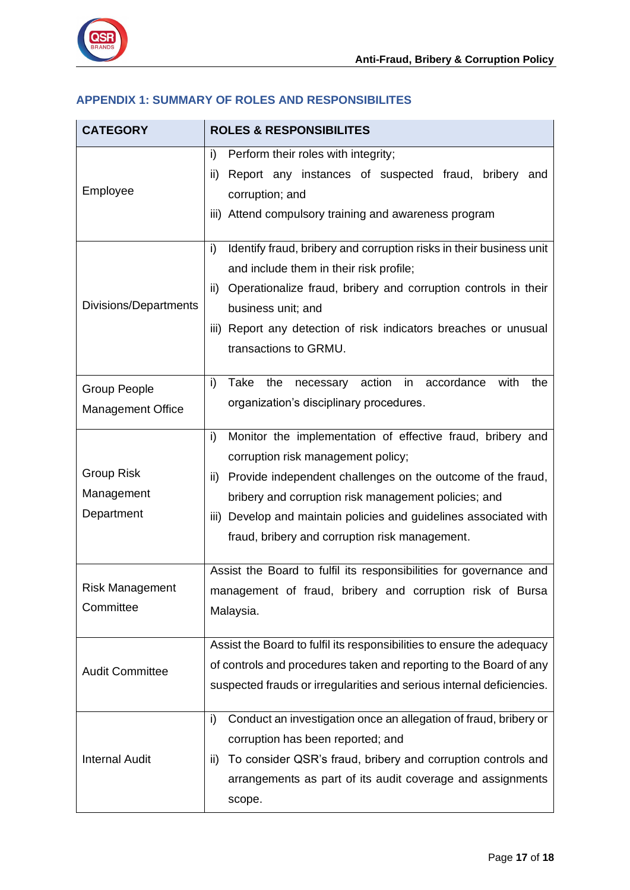## APPENDIX 1: SUMMARY OF ROLES AND RESPONSIBILITES

| CATEGORY | ROLES & RESPONSIBILITES |
|---|---|
| Employee | i) Perform their roles with integrity;<br>ii) Report any instances of suspected fraud, bribery and corruption; and<br>iii) Attend compulsory training and awareness program |
| Divisions/Departments | i) Identify fraud, bribery and corruption risks in their business unit and include them in their risk profile;<br>ii) Operationalize fraud, bribery and corruption controls in their business unit; and<br>iii) Report any detection of risk indicators breaches or unusual transactions to GRMU. |
| Group People Management Office | i) Take the necessary action in accordance with the organization's disciplinary procedures. |
| Group Risk Management Department | i) Monitor the implementation of effective fraud, bribery and corruption risk management policy;<br>ii) Provide independent challenges on the outcome of the fraud, bribery and corruption risk management policies; and<br>iii) Develop and maintain policies and guidelines associated with fraud, bribery and corruption risk management. |
| Risk Management Committee | Assist the Board to fulfil its responsibilities for governance and management of fraud, bribery and corruption risk of Bursa Malaysia. |
| Audit Committee | Assist the Board to fulfil its responsibilities to ensure the adequacy of controls and procedures taken and reporting to the Board of any suspected frauds or irregularities and serious internal deficiencies. |
| Internal Audit | i) Conduct an investigation once an allegation of fraud, bribery or corruption has been reported; and<br>ii) To consider QSR's fraud, bribery and corruption controls and arrangements as part of its audit coverage and assignments scope. |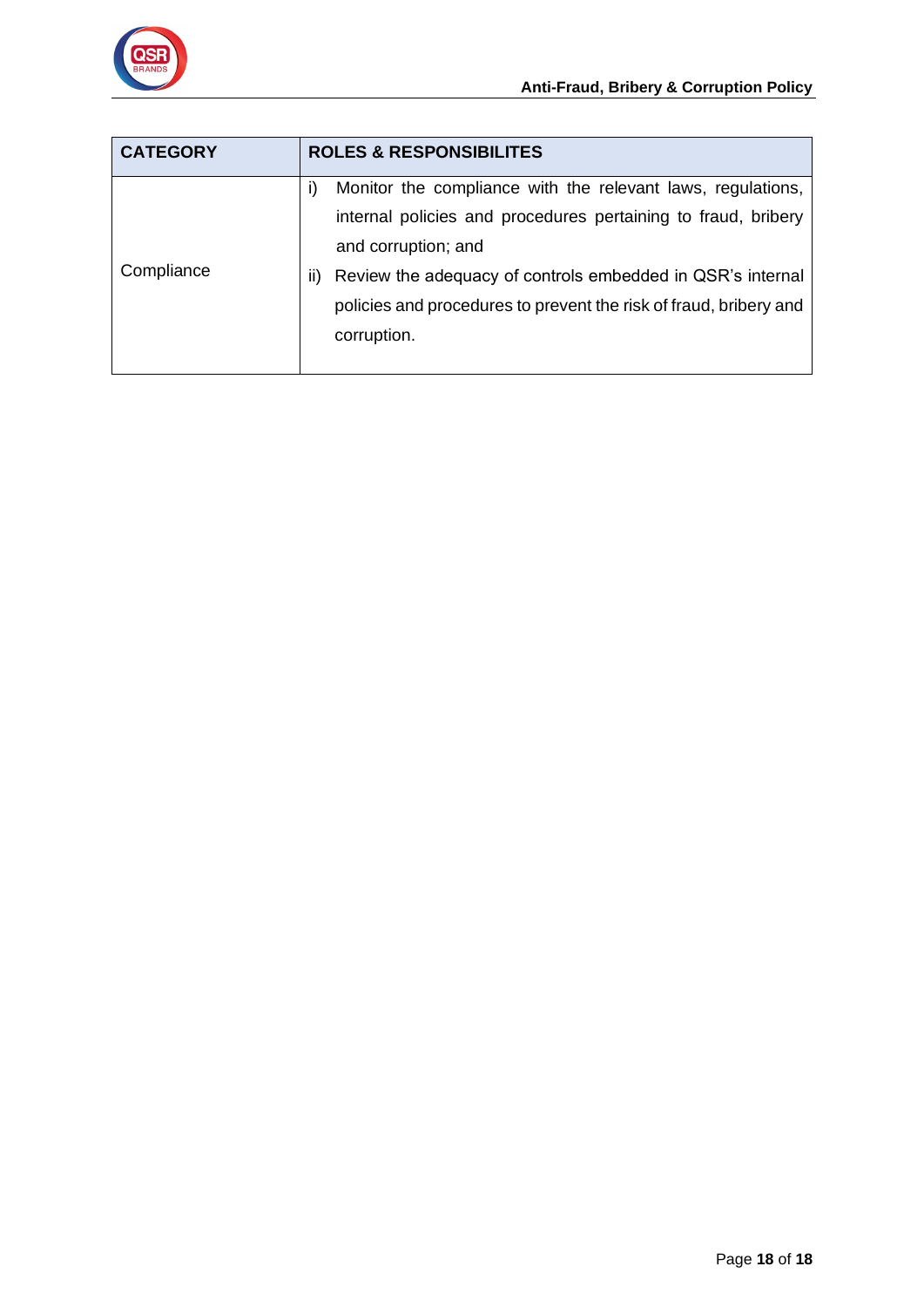| CATEGORY | ROLES & RESPONSIBILITES |
|---|---|
| Compliance | i) Monitor the compliance with the relevant laws, regulations, internal policies and procedures pertaining to fraud, bribery and corruption; and<br>ii) Review the adequacy of controls embedded in QSR's internal policies and procedures to prevent the risk of fraud, bribery and corruption. |